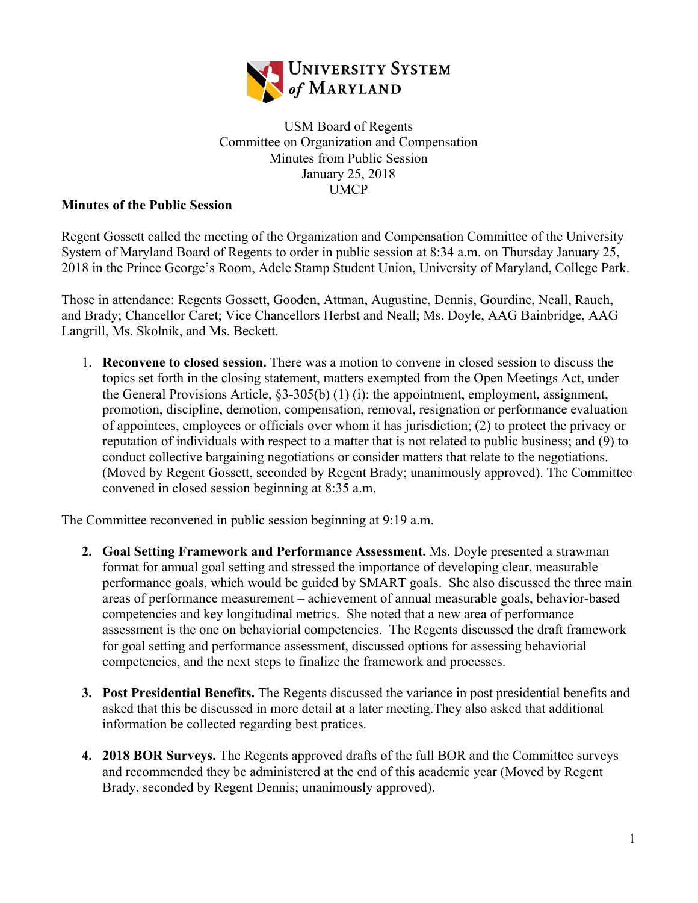University System of Maryland

USM Board of Regents
Committee on Organization and Compensation
Minutes from Public Session
January 25, 2018
UMCP

**Minutes of the Public Session**

Regent Gossett called the meeting of the Organization and Compensation Committee of the University System of Maryland Board of Regents to order in public session at 8:34 a.m. on Thursday January 25, 2018 in the Prince George's Room, Adele Stamp Student Union, University of Maryland, College Park.

Those in attendance: Regents Gossett, Gooden, Attman, Augustine, Dennis, Gourdine, Neall, Rauch, and Brady; Chancellor Caret; Vice Chancellors Herbst and Neall; Ms. Doyle, AAG Bainbridge, AAG Langrill, Ms. Skolnik, and Ms. Beckett.

1. **Reconvene to closed session.** There was a motion to convene in closed session to discuss the topics set forth in the closing statement, matters exempted from the Open Meetings Act, under the General Provisions Article, §3-305(b) (1) (i): the appointment, employment, assignment, promotion, discipline, demotion, compensation, removal, resignation or performance evaluation of appointees, employees or officials over whom it has jurisdiction; (2) to protect the privacy or reputation of individuals with respect to a matter that is not related to public business; and (9) to conduct collective bargaining negotiations or consider matters that relate to the negotiations. (Moved by Regent Gossett, seconded by Regent Brady; unanimously approved). The Committee convened in closed session beginning at 8:35 a.m.

The Committee reconvened in public session beginning at 9:19 a.m.

2. **Goal Setting Framework and Performance Assessment.** Ms. Doyle presented a strawman format for annual goal setting and stressed the importance of developing clear, measurable performance goals, which would be guided by SMART goals. She also discussed the three main areas of performance measurement – achievement of annual measurable goals, behavior-based competencies and key longitudinal metrics. She noted that a new area of performance assessment is the one on behaviorial competencies. The Regents discussed the draft framework for goal setting and performance assessment, discussed options for assessing behaviorial competencies, and the next steps to finalize the framework and processes.

3. **Post Presidential Benefits.** The Regents discussed the variance in post presidential benefits and asked that this be discussed in more detail at a later meeting.They also asked that additional information be collected regarding best pratices.

4. **2018 BOR Surveys.** The Regents approved drafts of the full BOR and the Committee surveys and recommended they be administered at the end of this academic year (Moved by Regent Brady, seconded by Regent Dennis; unanimously approved).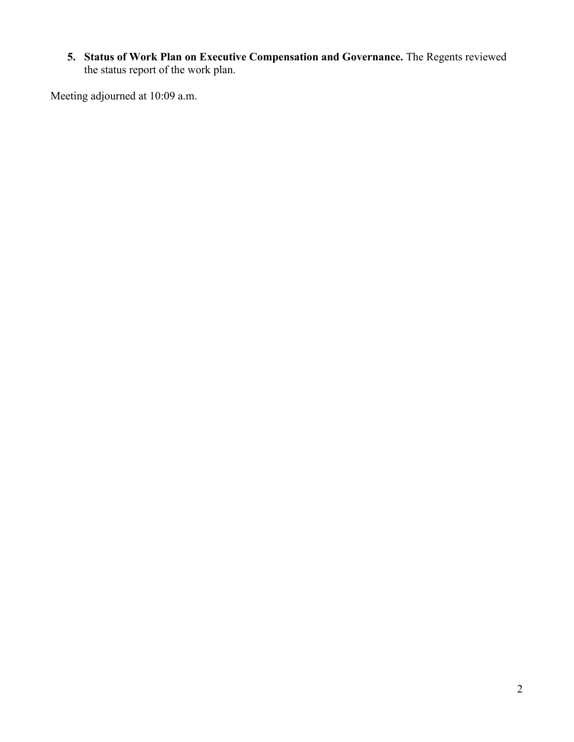5. **Status of Work Plan on Executive Compensation and Governance.** The Regents reviewed the status report of the work plan.

Meeting adjourned at 10:09 a.m.